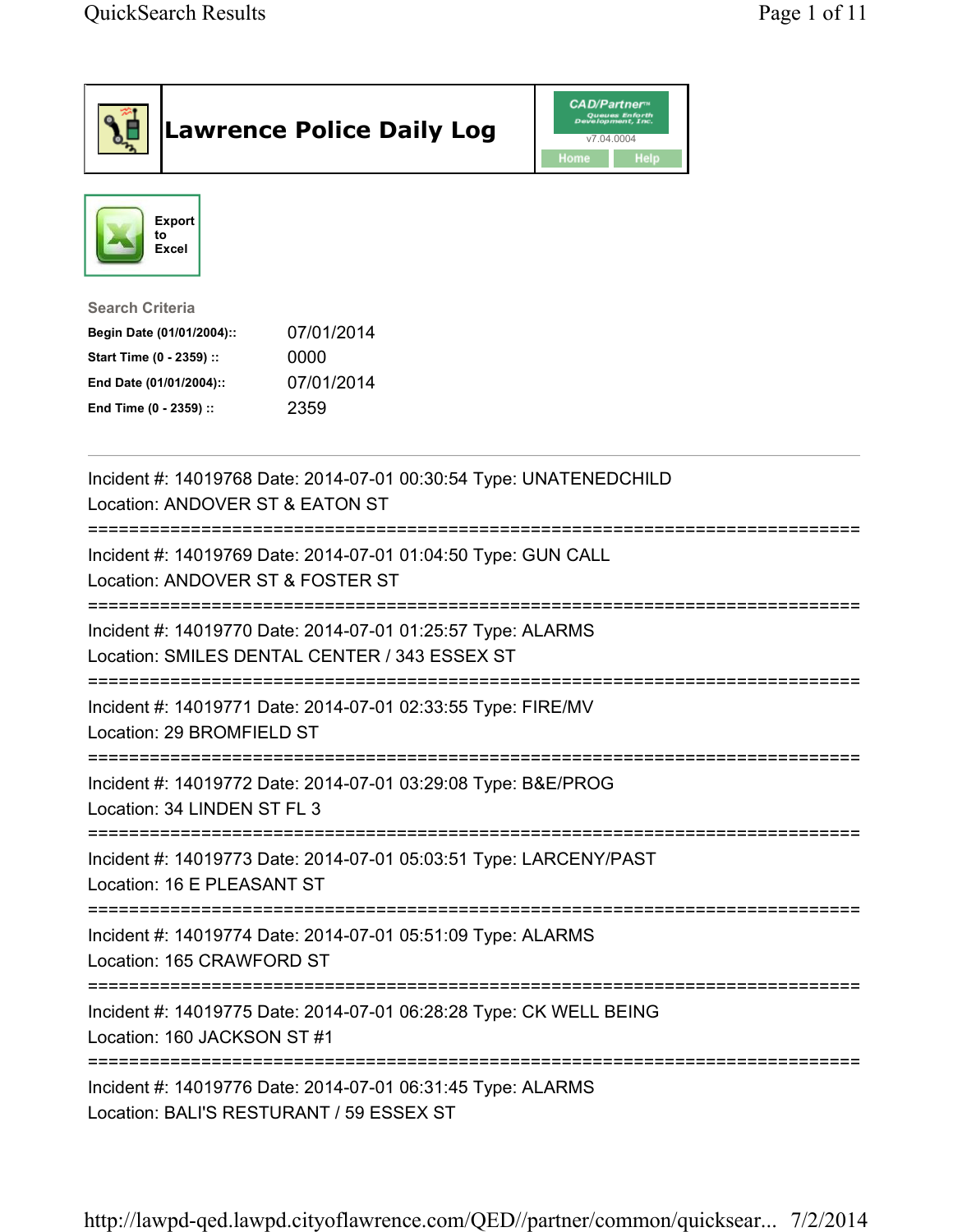# Lawrence Police Daily Log

CAD/Partner™ Queues Enforth Development, Inc.
v7.04.0004

Home Help

Export to Excel

**Search Criteria**

| | |
|---|---|
| **Begin Date (01/01/2004)::** | 07/01/2014 |
| **Start Time (0 - 2359) ::** | 0000 |
| **End Date (01/01/2004)::** | 07/01/2014 |
| **End Time (0 - 2359) ::** | 2359 |

---

Incident #: 14019768 Date: 2014-07-01 00:30:54 Type: UNATENEDCHILD
Location: ANDOVER ST & EATON ST

===========================================================================

Incident #: 14019769 Date: 2014-07-01 01:04:50 Type: GUN CALL
Location: ANDOVER ST & FOSTER ST

===========================================================================

Incident #: 14019770 Date: 2014-07-01 01:25:57 Type: ALARMS
Location: SMILES DENTAL CENTER / 343 ESSEX ST

===========================================================================

Incident #: 14019771 Date: 2014-07-01 02:33:55 Type: FIRE/MV
Location: 29 BROMFIELD ST

===========================================================================

Incident #: 14019772 Date: 2014-07-01 03:29:08 Type: B&E/PROG
Location: 34 LINDEN ST FL 3

===========================================================================

Incident #: 14019773 Date: 2014-07-01 05:03:51 Type: LARCENY/PAST
Location: 16 E PLEASANT ST

===========================================================================

Incident #: 14019774 Date: 2014-07-01 05:51:09 Type: ALARMS
Location: 165 CRAWFORD ST

===========================================================================

Incident #: 14019775 Date: 2014-07-01 06:28:28 Type: CK WELL BEING
Location: 160 JACKSON ST #1

===========================================================================

Incident #: 14019776 Date: 2014-07-01 06:31:45 Type: ALARMS
Location: BALI'S RESTURANT / 59 ESSEX ST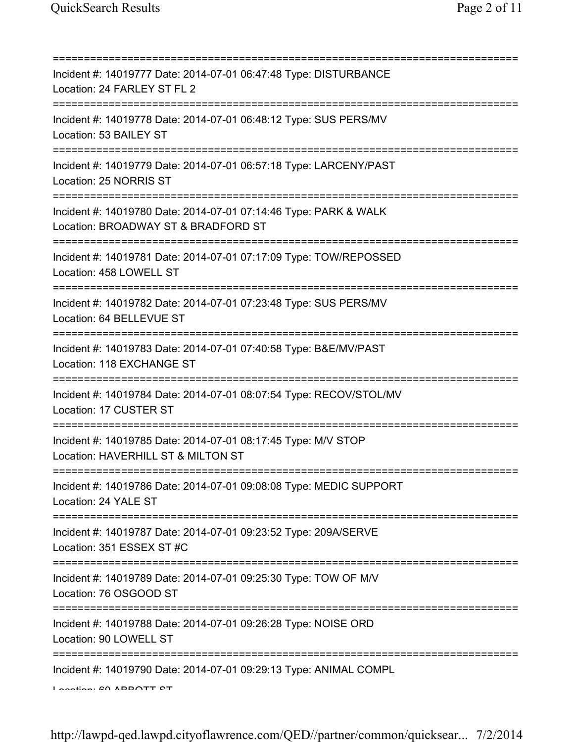===========================================================================

Incident #: 14019777 Date: 2014-07-01 06:47:48 Type: DISTURBANCE
Location: 24 FARLEY ST FL 2

===========================================================================

Incident #: 14019778 Date: 2014-07-01 06:48:12 Type: SUS PERS/MV
Location: 53 BAILEY ST

===========================================================================

Incident #: 14019779 Date: 2014-07-01 06:57:18 Type: LARCENY/PAST
Location: 25 NORRIS ST

===========================================================================

Incident #: 14019780 Date: 2014-07-01 07:14:46 Type: PARK & WALK
Location: BROADWAY ST & BRADFORD ST

===========================================================================

Incident #: 14019781 Date: 2014-07-01 07:17:09 Type: TOW/REPOSSED
Location: 458 LOWELL ST

===========================================================================

Incident #: 14019782 Date: 2014-07-01 07:23:48 Type: SUS PERS/MV
Location: 64 BELLEVUE ST

===========================================================================

Incident #: 14019783 Date: 2014-07-01 07:40:58 Type: B&E/MV/PAST
Location: 118 EXCHANGE ST

===========================================================================

Incident #: 14019784 Date: 2014-07-01 08:07:54 Type: RECOV/STOL/MV
Location: 17 CUSTER ST

===========================================================================

Incident #: 14019785 Date: 2014-07-01 08:17:45 Type: M/V STOP
Location: HAVERHILL ST & MILTON ST

===========================================================================

Incident #: 14019786 Date: 2014-07-01 09:08:08 Type: MEDIC SUPPORT
Location: 24 YALE ST

===========================================================================

Incident #: 14019787 Date: 2014-07-01 09:23:52 Type: 209A/SERVE
Location: 351 ESSEX ST #C

===========================================================================

Incident #: 14019789 Date: 2014-07-01 09:25:30 Type: TOW OF M/V
Location: 76 OSGOOD ST

===========================================================================

Incident #: 14019788 Date: 2014-07-01 09:26:28 Type: NOISE ORD
Location: 90 LOWELL ST

===========================================================================

Incident #: 14019790 Date: 2014-07-01 09:29:13 Type: ANIMAL COMPL
Location: 60 ABBOTT ST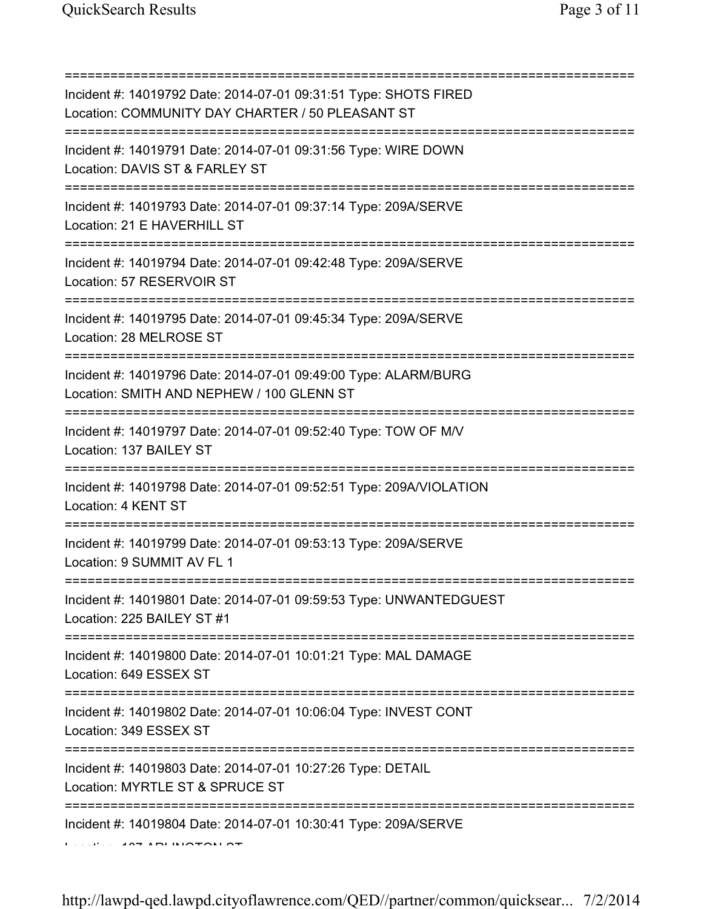===========================================================================
Incident #: 14019792 Date: 2014-07-01 09:31:51 Type: SHOTS FIRED
Location: COMMUNITY DAY CHARTER / 50 PLEASANT ST
===========================================================================
Incident #: 14019791 Date: 2014-07-01 09:31:56 Type: WIRE DOWN
Location: DAVIS ST & FARLEY ST
===========================================================================
Incident #: 14019793 Date: 2014-07-01 09:37:14 Type: 209A/SERVE
Location: 21 E HAVERHILL ST
===========================================================================
Incident #: 14019794 Date: 2014-07-01 09:42:48 Type: 209A/SERVE
Location: 57 RESERVOIR ST
===========================================================================
Incident #: 14019795 Date: 2014-07-01 09:45:34 Type: 209A/SERVE
Location: 28 MELROSE ST
===========================================================================
Incident #: 14019796 Date: 2014-07-01 09:49:00 Type: ALARM/BURG
Location: SMITH AND NEPHEW / 100 GLENN ST
===========================================================================
Incident #: 14019797 Date: 2014-07-01 09:52:40 Type: TOW OF M/V
Location: 137 BAILEY ST
===========================================================================
Incident #: 14019798 Date: 2014-07-01 09:52:51 Type: 209A/VIOLATION
Location: 4 KENT ST
===========================================================================
Incident #: 14019799 Date: 2014-07-01 09:53:13 Type: 209A/SERVE
Location: 9 SUMMIT AV FL 1
===========================================================================
Incident #: 14019801 Date: 2014-07-01 09:59:53 Type: UNWANTEDGUEST
Location: 225 BAILEY ST #1
===========================================================================
Incident #: 14019800 Date: 2014-07-01 10:01:21 Type: MAL DAMAGE
Location: 649 ESSEX ST
===========================================================================
Incident #: 14019802 Date: 2014-07-01 10:06:04 Type: INVEST CONT
Location: 349 ESSEX ST
===========================================================================
Incident #: 14019803 Date: 2014-07-01 10:27:26 Type: DETAIL
Location: MYRTLE ST & SPRUCE ST
===========================================================================
Incident #: 14019804 Date: 2014-07-01 10:30:41 Type: 209A/SERVE
Location: 187 ARLINGTON ST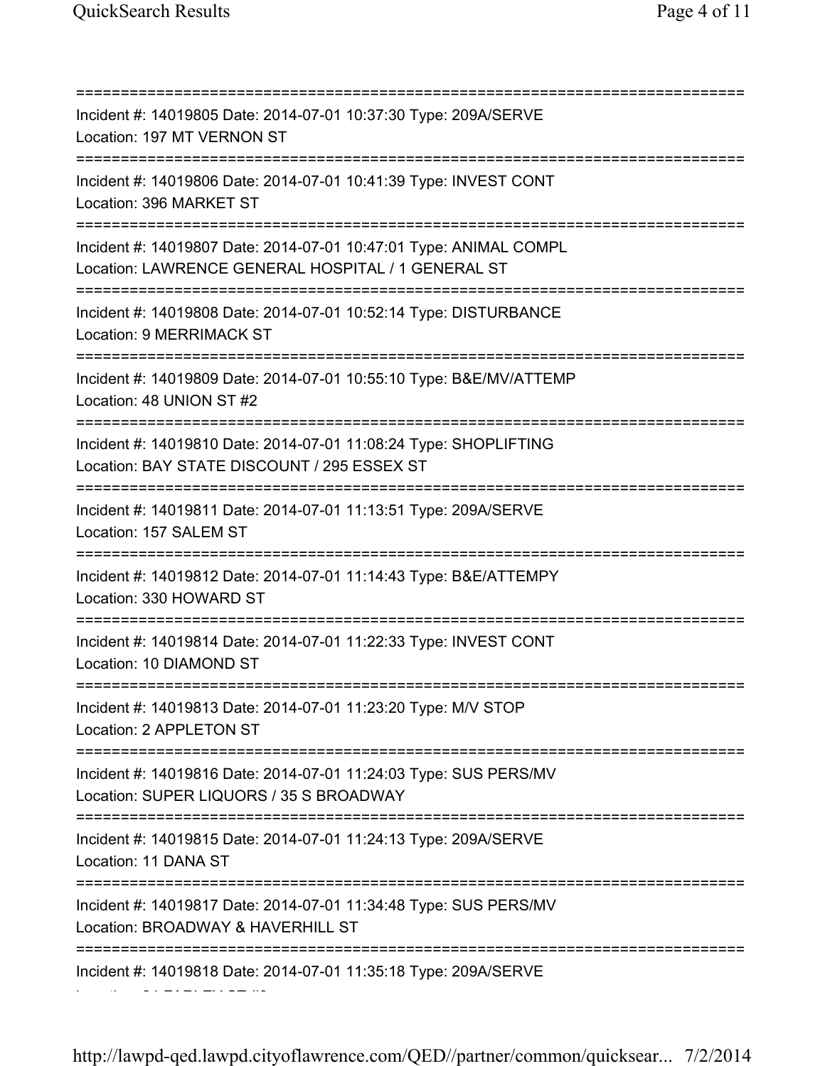===========================================================================
Incident #: 14019805 Date: 2014-07-01 10:37:30 Type: 209A/SERVE
Location: 197 MT VERNON ST
===========================================================================
Incident #: 14019806 Date: 2014-07-01 10:41:39 Type: INVEST CONT
Location: 396 MARKET ST
===========================================================================
Incident #: 14019807 Date: 2014-07-01 10:47:01 Type: ANIMAL COMPL
Location: LAWRENCE GENERAL HOSPITAL / 1 GENERAL ST
===========================================================================
Incident #: 14019808 Date: 2014-07-01 10:52:14 Type: DISTURBANCE
Location: 9 MERRIMACK ST
===========================================================================
Incident #: 14019809 Date: 2014-07-01 10:55:10 Type: B&E/MV/ATTEMP
Location: 48 UNION ST #2
===========================================================================
Incident #: 14019810 Date: 2014-07-01 11:08:24 Type: SHOPLIFTING
Location: BAY STATE DISCOUNT / 295 ESSEX ST
===========================================================================
Incident #: 14019811 Date: 2014-07-01 11:13:51 Type: 209A/SERVE
Location: 157 SALEM ST
===========================================================================
Incident #: 14019812 Date: 2014-07-01 11:14:43 Type: B&E/ATTEMPY
Location: 330 HOWARD ST
===========================================================================
Incident #: 14019814 Date: 2014-07-01 11:22:33 Type: INVEST CONT
Location: 10 DIAMOND ST
===========================================================================
Incident #: 14019813 Date: 2014-07-01 11:23:20 Type: M/V STOP
Location: 2 APPLETON ST
===========================================================================
Incident #: 14019816 Date: 2014-07-01 11:24:03 Type: SUS PERS/MV
Location: SUPER LIQUORS / 35 S BROADWAY
===========================================================================
Incident #: 14019815 Date: 2014-07-01 11:24:13 Type: 209A/SERVE
Location: 11 DANA ST
===========================================================================
Incident #: 14019817 Date: 2014-07-01 11:34:48 Type: SUS PERS/MV
Location: BROADWAY & HAVERHILL ST
===========================================================================
Incident #: 14019818 Date: 2014-07-01 11:35:18 Type: 209A/SERVE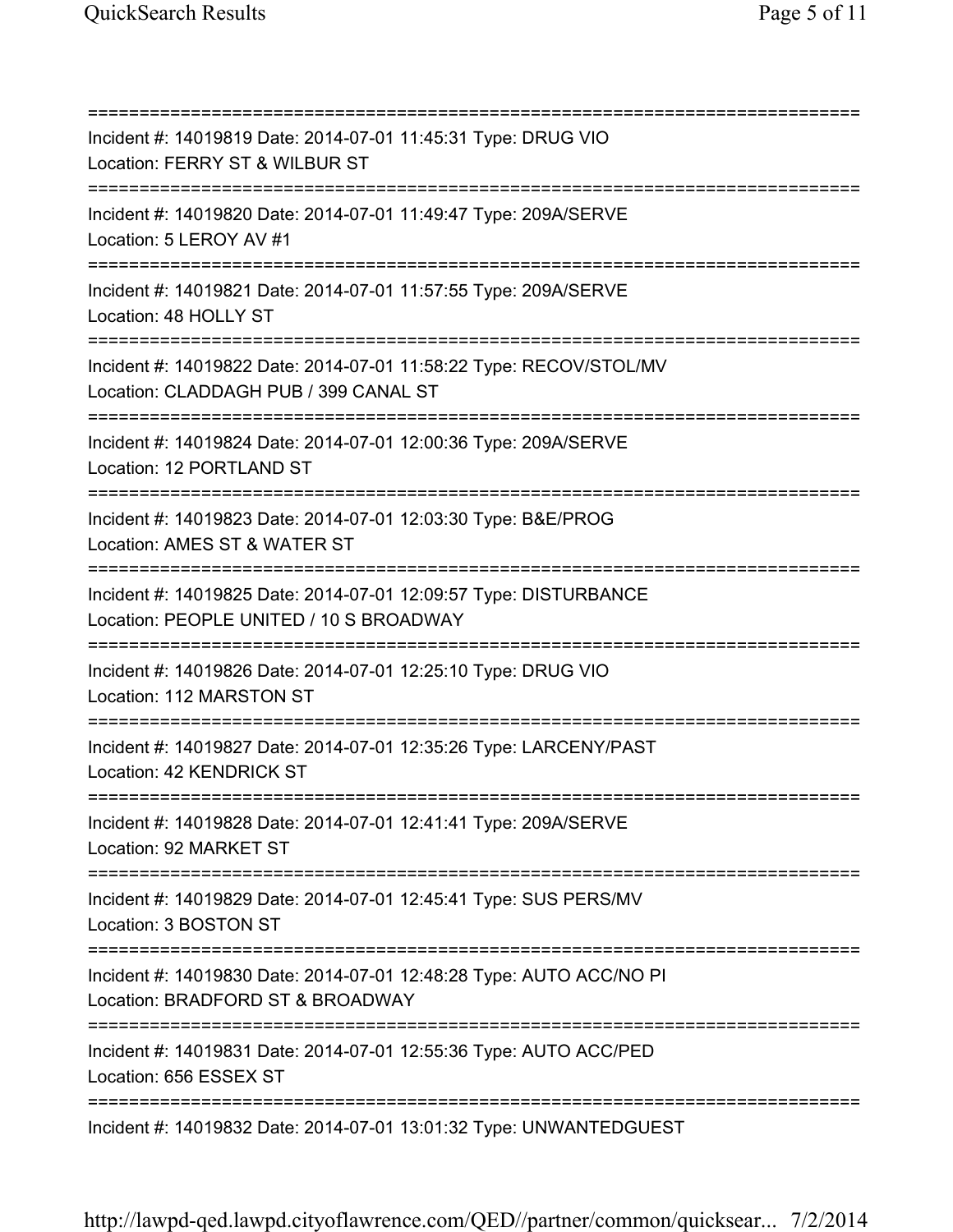===========================================================================

Incident #: 14019819 Date: 2014-07-01 11:45:31 Type: DRUG VIO

Location: FERRY ST & WILBUR ST

===========================================================================

Incident #: 14019820 Date: 2014-07-01 11:49:47 Type: 209A/SERVE

Location: 5 LEROY AV #1

===========================================================================

Incident #: 14019821 Date: 2014-07-01 11:57:55 Type: 209A/SERVE

Location: 48 HOLLY ST

===========================================================================

Incident #: 14019822 Date: 2014-07-01 11:58:22 Type: RECOV/STOL/MV

Location: CLADDAGH PUB / 399 CANAL ST

===========================================================================

Incident #: 14019824 Date: 2014-07-01 12:00:36 Type: 209A/SERVE

Location: 12 PORTLAND ST

===========================================================================

Incident #: 14019823 Date: 2014-07-01 12:03:30 Type: B&E/PROG

Location: AMES ST & WATER ST

===========================================================================

Incident #: 14019825 Date: 2014-07-01 12:09:57 Type: DISTURBANCE

Location: PEOPLE UNITED / 10 S BROADWAY

===========================================================================

Incident #: 14019826 Date: 2014-07-01 12:25:10 Type: DRUG VIO

Location: 112 MARSTON ST

===========================================================================

Incident #: 14019827 Date: 2014-07-01 12:35:26 Type: LARCENY/PAST

Location: 42 KENDRICK ST

===========================================================================

Incident #: 14019828 Date: 2014-07-01 12:41:41 Type: 209A/SERVE

Location: 92 MARKET ST

===========================================================================

Incident #: 14019829 Date: 2014-07-01 12:45:41 Type: SUS PERS/MV

Location: 3 BOSTON ST

===========================================================================

Incident #: 14019830 Date: 2014-07-01 12:48:28 Type: AUTO ACC/NO PI

Location: BRADFORD ST & BROADWAY

===========================================================================

Incident #: 14019831 Date: 2014-07-01 12:55:36 Type: AUTO ACC/PED

Location: 656 ESSEX ST

===========================================================================

Incident #: 14019832 Date: 2014-07-01 13:01:32 Type: UNWANTEDGUEST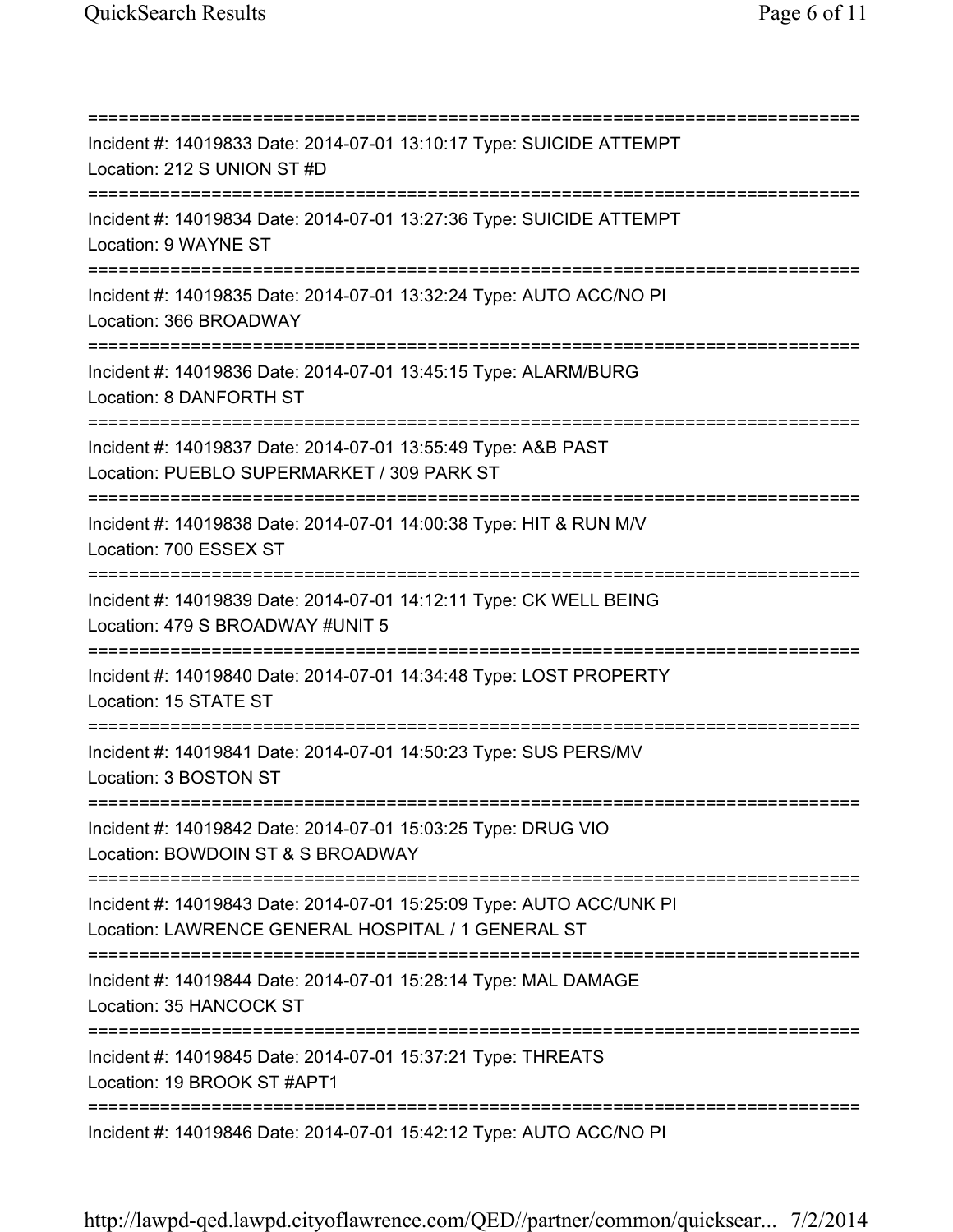===========================================================================

Incident #: 14019833 Date: 2014-07-01 13:10:17 Type: SUICIDE ATTEMPT
Location: 212 S UNION ST #D

===========================================================================

Incident #: 14019834 Date: 2014-07-01 13:27:36 Type: SUICIDE ATTEMPT
Location: 9 WAYNE ST

===========================================================================

Incident #: 14019835 Date: 2014-07-01 13:32:24 Type: AUTO ACC/NO PI
Location: 366 BROADWAY

===========================================================================

Incident #: 14019836 Date: 2014-07-01 13:45:15 Type: ALARM/BURG
Location: 8 DANFORTH ST

===========================================================================

Incident #: 14019837 Date: 2014-07-01 13:55:49 Type: A&B PAST
Location: PUEBLO SUPERMARKET / 309 PARK ST

===========================================================================

Incident #: 14019838 Date: 2014-07-01 14:00:38 Type: HIT & RUN M/V
Location: 700 ESSEX ST

===========================================================================

Incident #: 14019839 Date: 2014-07-01 14:12:11 Type: CK WELL BEING
Location: 479 S BROADWAY #UNIT 5

===========================================================================

Incident #: 14019840 Date: 2014-07-01 14:34:48 Type: LOST PROPERTY
Location: 15 STATE ST

===========================================================================

Incident #: 14019841 Date: 2014-07-01 14:50:23 Type: SUS PERS/MV
Location: 3 BOSTON ST

===========================================================================

Incident #: 14019842 Date: 2014-07-01 15:03:25 Type: DRUG VIO
Location: BOWDOIN ST & S BROADWAY

===========================================================================

Incident #: 14019843 Date: 2014-07-01 15:25:09 Type: AUTO ACC/UNK PI
Location: LAWRENCE GENERAL HOSPITAL / 1 GENERAL ST

===========================================================================

Incident #: 14019844 Date: 2014-07-01 15:28:14 Type: MAL DAMAGE
Location: 35 HANCOCK ST

===========================================================================

Incident #: 14019845 Date: 2014-07-01 15:37:21 Type: THREATS
Location: 19 BROOK ST #APT1

===========================================================================

Incident #: 14019846 Date: 2014-07-01 15:42:12 Type: AUTO ACC/NO PI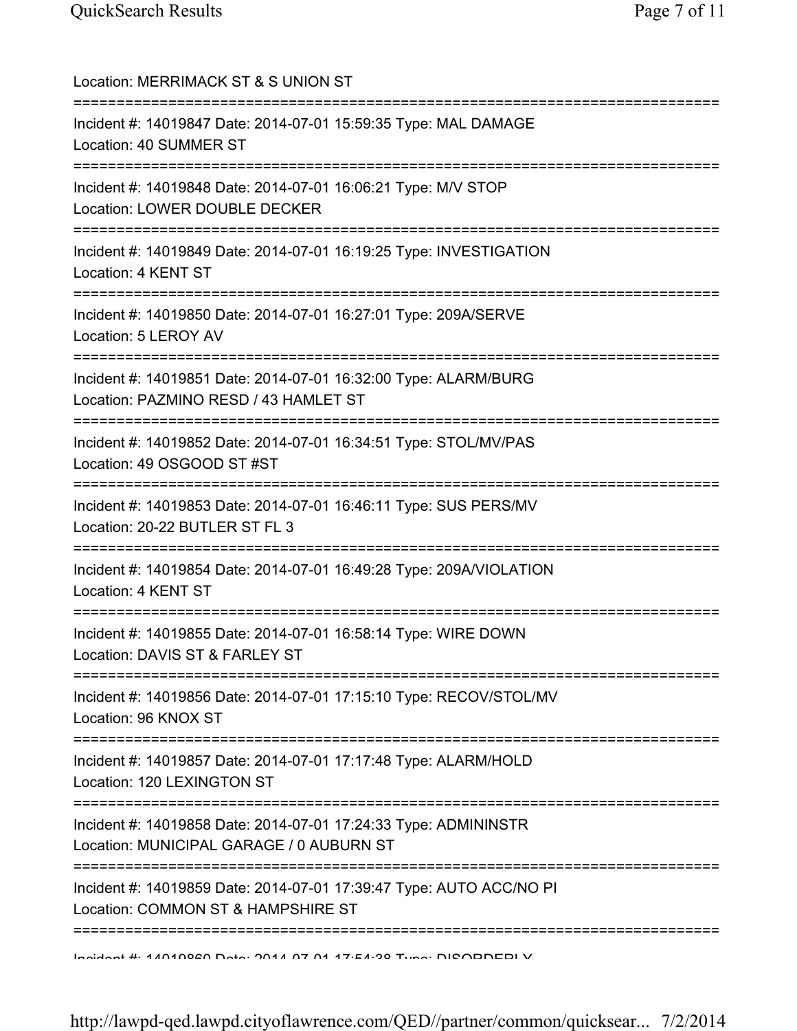Location: MERRIMACK ST & S UNION ST

===========================================================================

Incident #: 14019847 Date: 2014-07-01 15:59:35 Type: MAL DAMAGE
Location: 40 SUMMER ST

===========================================================================

Incident #: 14019848 Date: 2014-07-01 16:06:21 Type: M/V STOP
Location: LOWER DOUBLE DECKER

===========================================================================

Incident #: 14019849 Date: 2014-07-01 16:19:25 Type: INVESTIGATION
Location: 4 KENT ST

===========================================================================

Incident #: 14019850 Date: 2014-07-01 16:27:01 Type: 209A/SERVE
Location: 5 LEROY AV

===========================================================================

Incident #: 14019851 Date: 2014-07-01 16:32:00 Type: ALARM/BURG
Location: PAZMINO RESD / 43 HAMLET ST

===========================================================================

Incident #: 14019852 Date: 2014-07-01 16:34:51 Type: STOL/MV/PAS
Location: 49 OSGOOD ST #ST

===========================================================================

Incident #: 14019853 Date: 2014-07-01 16:46:11 Type: SUS PERS/MV
Location: 20-22 BUTLER ST FL 3

===========================================================================

Incident #: 14019854 Date: 2014-07-01 16:49:28 Type: 209A/VIOLATION
Location: 4 KENT ST

===========================================================================

Incident #: 14019855 Date: 2014-07-01 16:58:14 Type: WIRE DOWN
Location: DAVIS ST & FARLEY ST

===========================================================================

Incident #: 14019856 Date: 2014-07-01 17:15:10 Type: RECOV/STOL/MV
Location: 96 KNOX ST

===========================================================================

Incident #: 14019857 Date: 2014-07-01 17:17:48 Type: ALARM/HOLD
Location: 120 LEXINGTON ST

===========================================================================

Incident #: 14019858 Date: 2014-07-01 17:24:33 Type: ADMININSTR
Location: MUNICIPAL GARAGE / 0 AUBURN ST

===========================================================================

Incident #: 14019859 Date: 2014-07-01 17:39:47 Type: AUTO ACC/NO PI
Location: COMMON ST & HAMPSHIRE ST

===========================================================================

Incident #: 14019860 Date: 2014-07-01 17:54:38 Type: DISORDERLY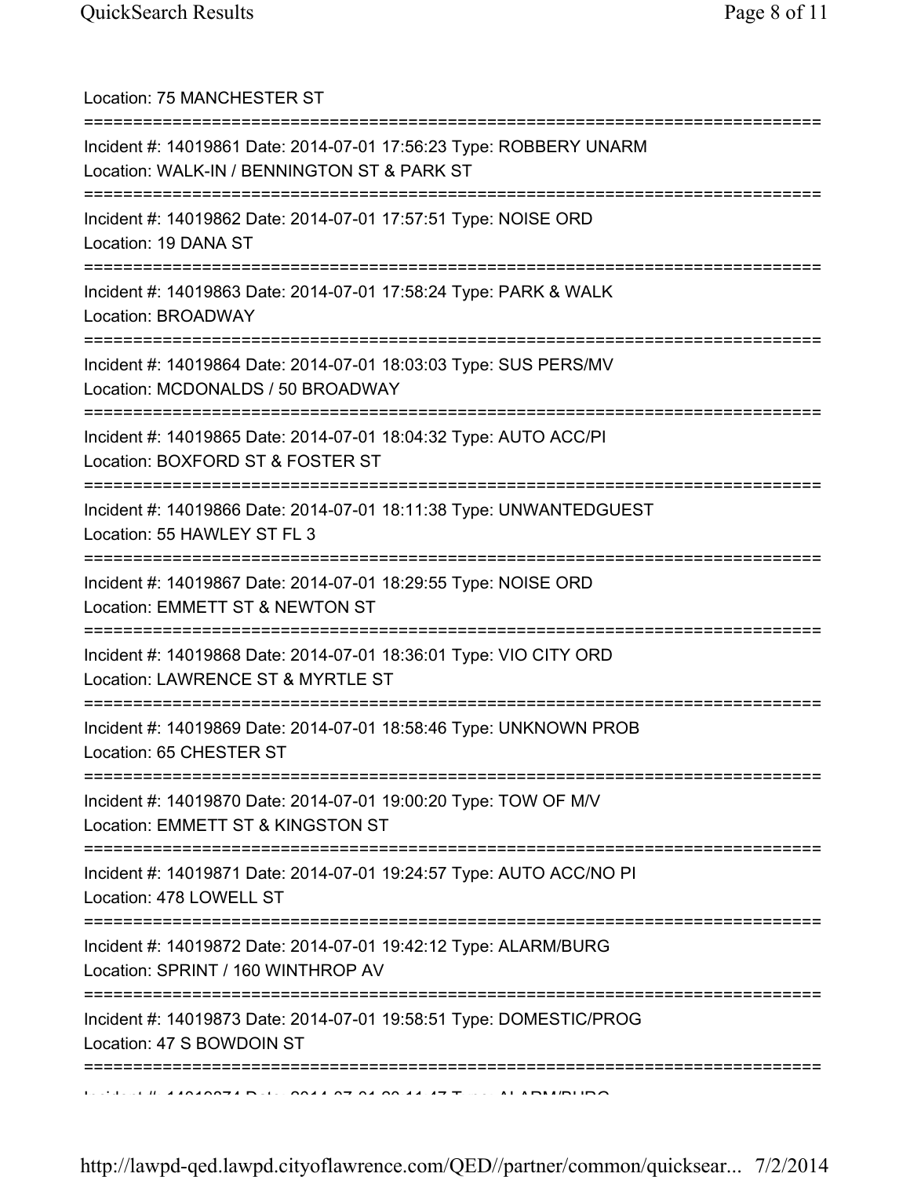Location: 75 MANCHESTER ST

===========================================================================

Incident #: 14019861 Date: 2014-07-01 17:56:23 Type: ROBBERY UNARM
Location: WALK-IN / BENNINGTON ST & PARK ST

===========================================================================

Incident #: 14019862 Date: 2014-07-01 17:57:51 Type: NOISE ORD
Location: 19 DANA ST

===========================================================================

Incident #: 14019863 Date: 2014-07-01 17:58:24 Type: PARK & WALK
Location: BROADWAY

===========================================================================

Incident #: 14019864 Date: 2014-07-01 18:03:03 Type: SUS PERS/MV
Location: MCDONALDS / 50 BROADWAY

===========================================================================

Incident #: 14019865 Date: 2014-07-01 18:04:32 Type: AUTO ACC/PI
Location: BOXFORD ST & FOSTER ST

===========================================================================

Incident #: 14019866 Date: 2014-07-01 18:11:38 Type: UNWANTEDGUEST
Location: 55 HAWLEY ST FL 3

===========================================================================

Incident #: 14019867 Date: 2014-07-01 18:29:55 Type: NOISE ORD
Location: EMMETT ST & NEWTON ST

===========================================================================

Incident #: 14019868 Date: 2014-07-01 18:36:01 Type: VIO CITY ORD
Location: LAWRENCE ST & MYRTLE ST

===========================================================================

Incident #: 14019869 Date: 2014-07-01 18:58:46 Type: UNKNOWN PROB
Location: 65 CHESTER ST

===========================================================================

Incident #: 14019870 Date: 2014-07-01 19:00:20 Type: TOW OF M/V
Location: EMMETT ST & KINGSTON ST

===========================================================================

Incident #: 14019871 Date: 2014-07-01 19:24:57 Type: AUTO ACC/NO PI
Location: 478 LOWELL ST

===========================================================================

Incident #: 14019872 Date: 2014-07-01 19:42:12 Type: ALARM/BURG
Location: SPRINT / 160 WINTHROP AV

===========================================================================

Incident #: 14019873 Date: 2014-07-01 19:58:51 Type: DOMESTIC/PROG
Location: 47 S BOWDOIN ST

===========================================================================

Incident #: 14019874 Date: 2014-07-01 20:11:47 Type: ALARM/BURG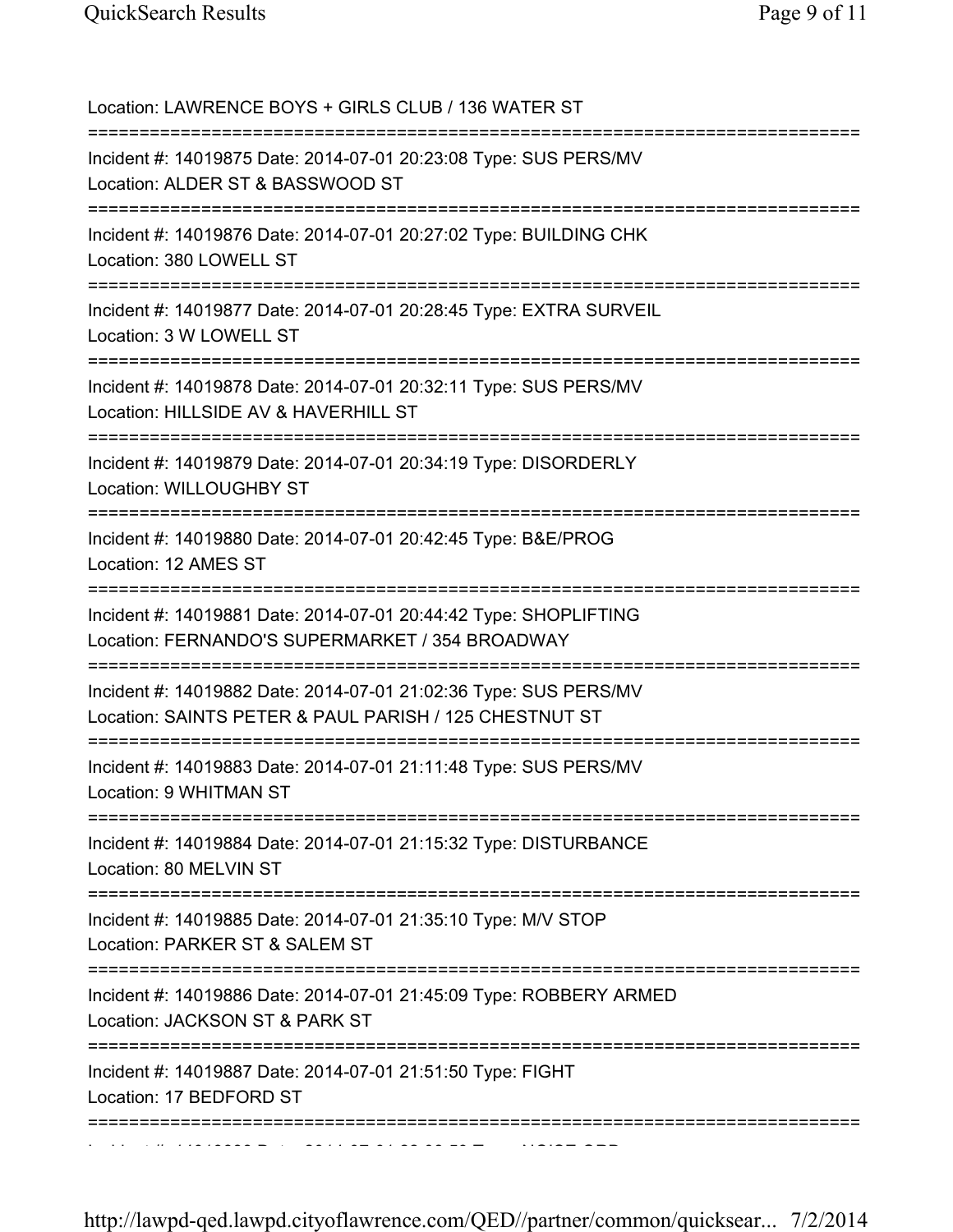Location: LAWRENCE BOYS + GIRLS CLUB / 136 WATER ST

===========================================================================

Incident #: 14019875 Date: 2014-07-01 20:23:08 Type: SUS PERS/MV
Location: ALDER ST & BASSWOOD ST

===========================================================================

Incident #: 14019876 Date: 2014-07-01 20:27:02 Type: BUILDING CHK
Location: 380 LOWELL ST

===========================================================================

Incident #: 14019877 Date: 2014-07-01 20:28:45 Type: EXTRA SURVEIL
Location: 3 W LOWELL ST

===========================================================================

Incident #: 14019878 Date: 2014-07-01 20:32:11 Type: SUS PERS/MV
Location: HILLSIDE AV & HAVERHILL ST

===========================================================================

Incident #: 14019879 Date: 2014-07-01 20:34:19 Type: DISORDERLY
Location: WILLOUGHBY ST

===========================================================================

Incident #: 14019880 Date: 2014-07-01 20:42:45 Type: B&E/PROG
Location: 12 AMES ST

===========================================================================

Incident #: 14019881 Date: 2014-07-01 20:44:42 Type: SHOPLIFTING
Location: FERNANDO'S SUPERMARKET / 354 BROADWAY

===========================================================================

Incident #: 14019882 Date: 2014-07-01 21:02:36 Type: SUS PERS/MV
Location: SAINTS PETER & PAUL PARISH / 125 CHESTNUT ST

===========================================================================

Incident #: 14019883 Date: 2014-07-01 21:11:48 Type: SUS PERS/MV
Location: 9 WHITMAN ST

===========================================================================

Incident #: 14019884 Date: 2014-07-01 21:15:32 Type: DISTURBANCE
Location: 80 MELVIN ST

===========================================================================

Incident #: 14019885 Date: 2014-07-01 21:35:10 Type: M/V STOP
Location: PARKER ST & SALEM ST

===========================================================================

Incident #: 14019886 Date: 2014-07-01 21:45:09 Type: ROBBERY ARMED
Location: JACKSON ST & PARK ST

===========================================================================

Incident #: 14019887 Date: 2014-07-01 21:51:50 Type: FIGHT
Location: 17 BEDFORD ST

===========================================================================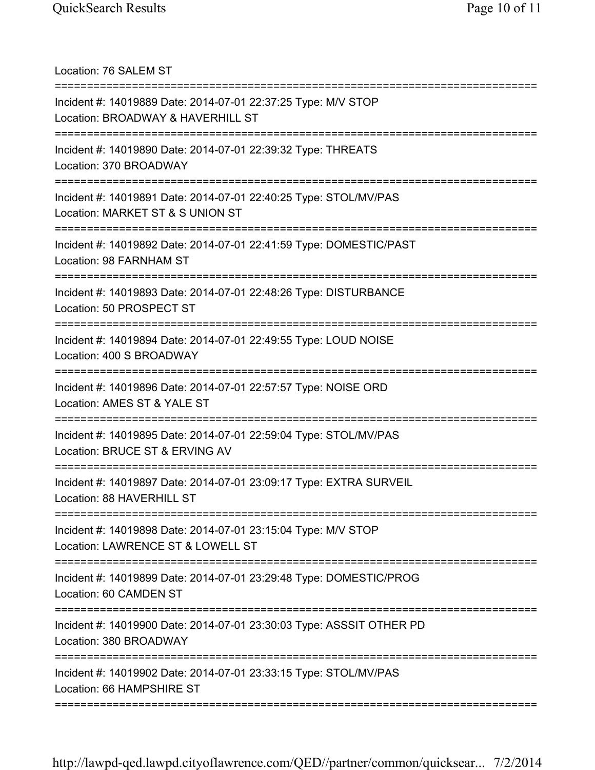Location: 76 SALEM ST

===========================================================================

Incident #: 14019889 Date: 2014-07-01 22:37:25 Type: M/V STOP
Location: BROADWAY & HAVERHILL ST

===========================================================================

Incident #: 14019890 Date: 2014-07-01 22:39:32 Type: THREATS
Location: 370 BROADWAY

===========================================================================

Incident #: 14019891 Date: 2014-07-01 22:40:25 Type: STOL/MV/PAS
Location: MARKET ST & S UNION ST

===========================================================================

Incident #: 14019892 Date: 2014-07-01 22:41:59 Type: DOMESTIC/PAST
Location: 98 FARNHAM ST

===========================================================================

Incident #: 14019893 Date: 2014-07-01 22:48:26 Type: DISTURBANCE
Location: 50 PROSPECT ST

===========================================================================

Incident #: 14019894 Date: 2014-07-01 22:49:55 Type: LOUD NOISE
Location: 400 S BROADWAY

===========================================================================

Incident #: 14019896 Date: 2014-07-01 22:57:57 Type: NOISE ORD
Location: AMES ST & YALE ST

===========================================================================

Incident #: 14019895 Date: 2014-07-01 22:59:04 Type: STOL/MV/PAS
Location: BRUCE ST & ERVING AV

===========================================================================

Incident #: 14019897 Date: 2014-07-01 23:09:17 Type: EXTRA SURVEIL
Location: 88 HAVERHILL ST

===========================================================================

Incident #: 14019898 Date: 2014-07-01 23:15:04 Type: M/V STOP
Location: LAWRENCE ST & LOWELL ST

===========================================================================

Incident #: 14019899 Date: 2014-07-01 23:29:48 Type: DOMESTIC/PROG
Location: 60 CAMDEN ST

===========================================================================

Incident #: 14019900 Date: 2014-07-01 23:30:03 Type: ASSSIT OTHER PD
Location: 380 BROADWAY

===========================================================================

Incident #: 14019902 Date: 2014-07-01 23:33:15 Type: STOL/MV/PAS
Location: 66 HAMPSHIRE ST

===========================================================================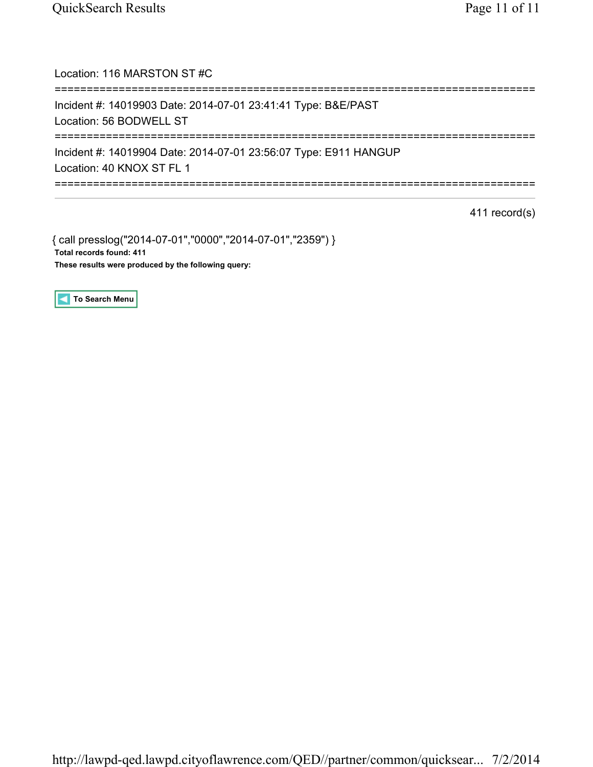Location: 116 MARSTON ST #C

===========================================================================

Incident #: 14019903 Date: 2014-07-01 23:41:41 Type: B&E/PAST

Location: 56 BODWELL ST

===========================================================================

Incident #: 14019904 Date: 2014-07-01 23:56:07 Type: E911 HANGUP

Location: 40 KNOX ST FL 1

===========================================================================

---

411 record(s)

{ call presslog("2014-07-01","0000","2014-07-01","2359") }

**Total records found: 411**

**These results were produced by the following query:**

**To Search Menu**